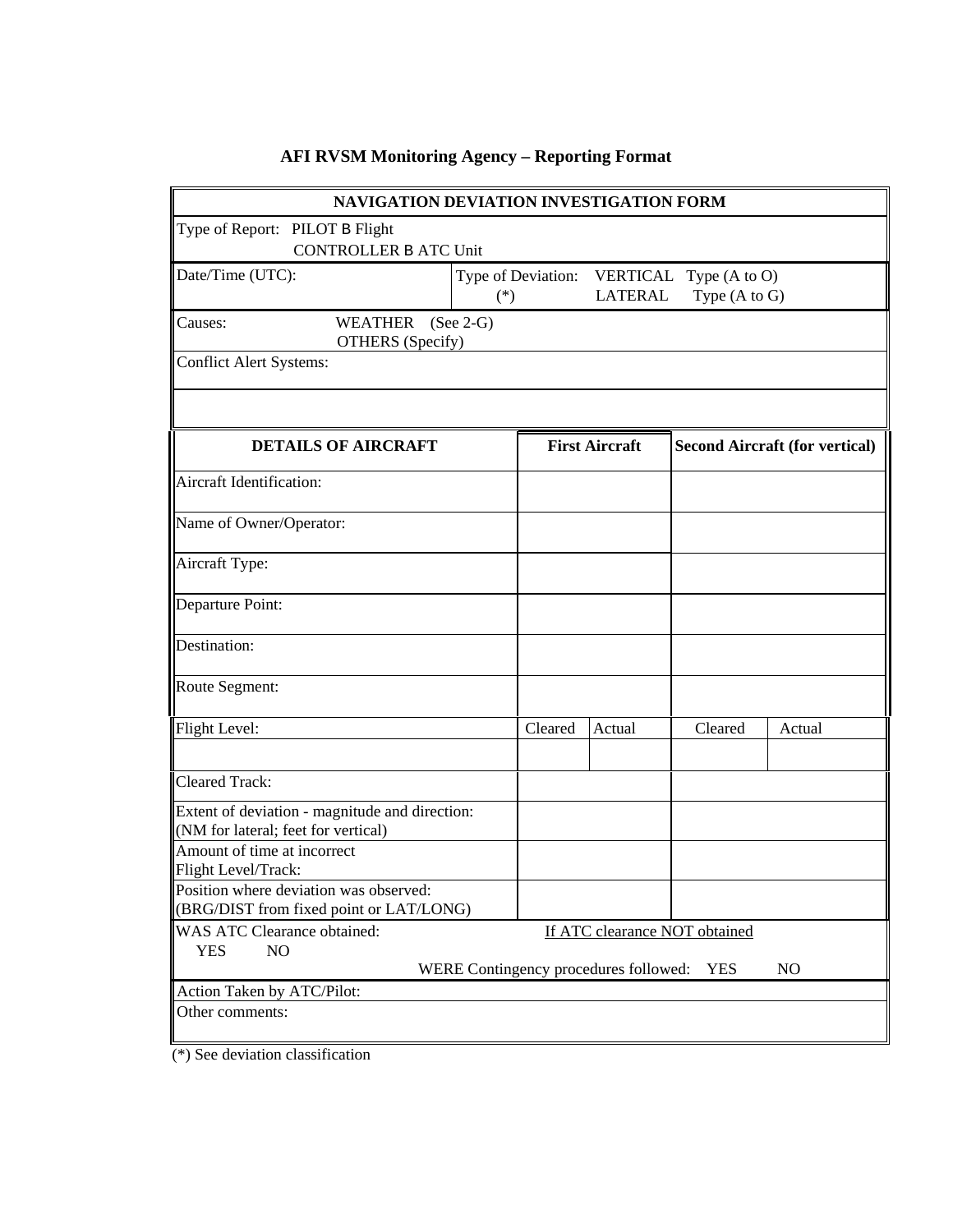# AFI RVSM Monitoring Agency – Reporting Format

| NAVIGATION DEVIATION INVESTIGATION FORM | | | | |
|---|---|---|---|---|
| Type of Report: PILOT B Flight<br>CONTROLLER B ATC Unit | | | | |
| Date/Time (UTC): | Type of Deviation: (*) VERTICAL Type (A to O)<br>LATERAL Type (A to G) | | | |
| Causes: WEATHER (See 2-G)<br>OTHERS (Specify) | | | | |
| Conflict Alert Systems: | | | | |
| | | | | |
| **DETAILS OF AIRCRAFT** | **First Aircraft** | | **Second Aircraft (for vertical)** | |
| Aircraft Identification: | | | | |
| Name of Owner/Operator: | | | | |
| Aircraft Type: | | | | |
| Departure Point: | | | | |
| Destination: | | | | |
| Route Segment: | | | | |
| Flight Level: | Cleared | Actual | Cleared | Actual |
| | | | | |
| Cleared Track: | | | | |
| Extent of deviation - magnitude and direction:<br>(NM for lateral; feet for vertical) | | | | |
| Amount of time at incorrect Flight Level/Track: | | | | |
| Position where deviation was observed:<br>(BRG/DIST from fixed point or LAT/LONG) | | | | |
| WAS ATC Clearance obtained:<br>YES NO | If ATC clearance NOT obtained<br>WERE Contingency procedures followed: YES NO | | | |
| Action Taken by ATC/Pilot: | | | | |
| Other comments: | | | | |

(*) See deviation classification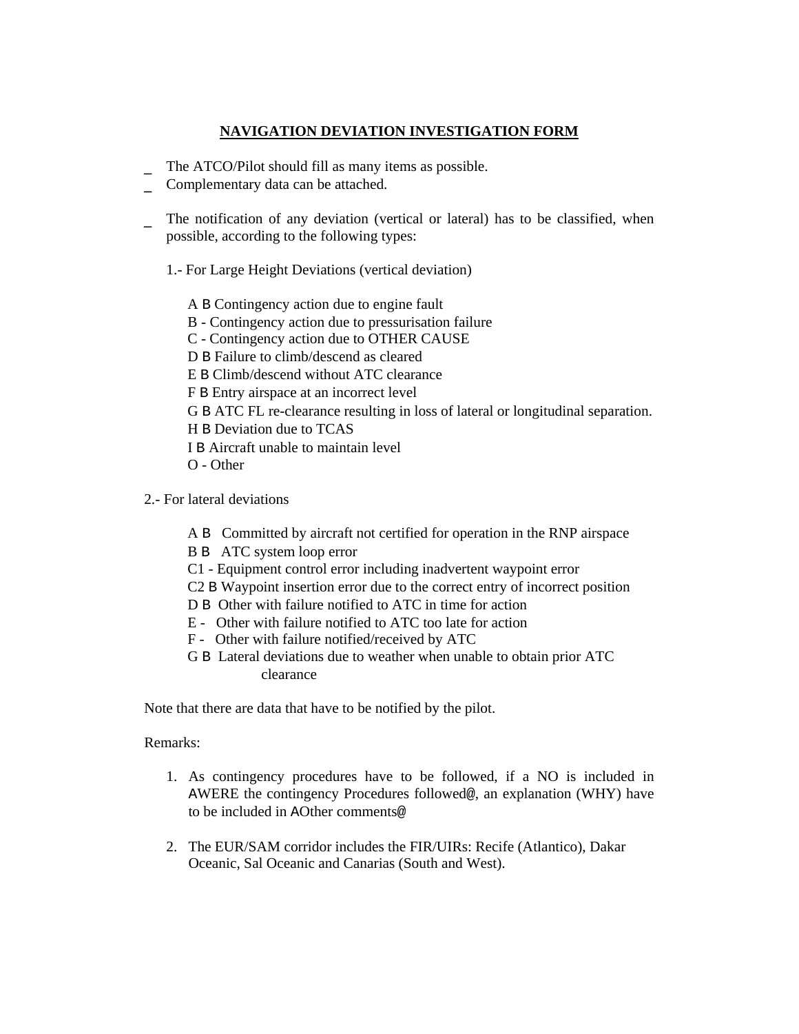# NAVIGATION DEVIATION INVESTIGATION FORM

- The ATCO/Pilot should fill as many items as possible.
- Complementary data can be attached.

- The notification of any deviation (vertical or lateral) has to be classified, when possible, according to the following types:

  1.- For Large Height Deviations (vertical deviation)

  A B Contingency action due to engine fault
  B - Contingency action due to pressurisation failure
  C - Contingency action due to OTHER CAUSE
  D B Failure to climb/descend as cleared
  E B Climb/descend without ATC clearance
  F B Entry airspace at an incorrect level
  G B ATC FL re-clearance resulting in loss of lateral or longitudinal separation.
  H B Deviation due to TCAS
  I B Aircraft unable to maintain level
  O - Other

2.- For lateral deviations

  A B Committed by aircraft not certified for operation in the RNP airspace
  B B ATC system loop error
  C1 - Equipment control error including inadvertent waypoint error
  C2 B Waypoint insertion error due to the correct entry of incorrect position
  D B Other with failure notified to ATC in time for action
  E - Other with failure notified to ATC too late for action
  F - Other with failure notified/received by ATC
  G B Lateral deviations due to weather when unable to obtain prior ATC clearance

Note that there are data that have to be notified by the pilot.

Remarks:

1. As contingency procedures have to be followed, if a NO is included in AWERE the contingency Procedures followed@, an explanation (WHY) have to be included in AOther comments@

2. The EUR/SAM corridor includes the FIR/UIRs: Recife (Atlantico), Dakar Oceanic, Sal Oceanic and Canarias (South and West).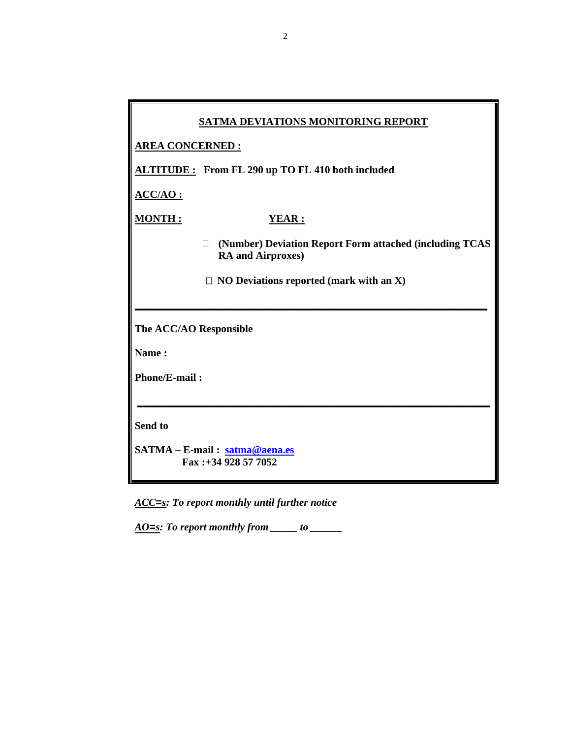**SATMA DEVIATIONS MONITORING REPORT**

**AREA CONCERNED :**

**ALTITUDE :** **From FL 290 up TO FL 410 both included**

**ACC/AO :**

**MONTH :** **YEAR :**

☐ **(Number) Deviation Report Form attached (including TCAS RA and Airproxes)**

☐ **NO Deviations reported (mark with an X)**

---

**The ACC/AO Responsible**

**Name :**

**Phone/E-mail :**

---

**Send to**

**SATMA – E-mail : satma@aena.es**
**Fax :+34 928 57 7052**

***ACC=s: To report monthly until further notice***

***AO=s: To report monthly from _____ to ______***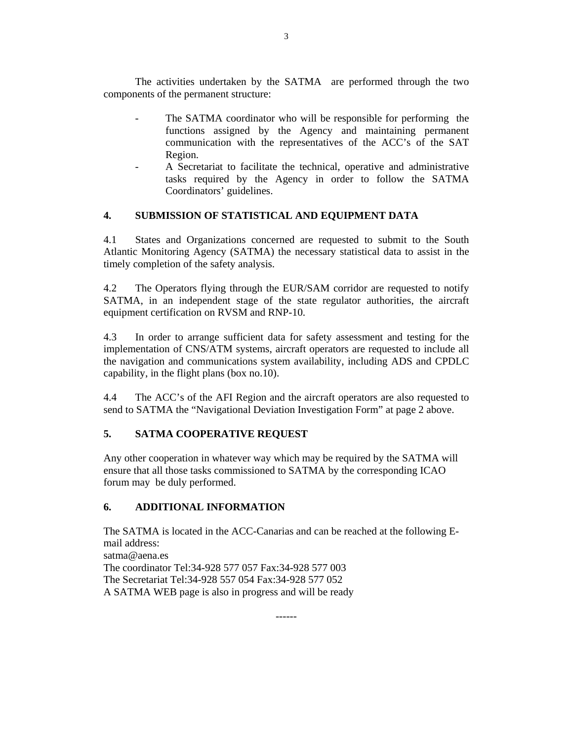The activities undertaken by the SATMA are performed through the two components of the permanent structure:

- The SATMA coordinator who will be responsible for performing the functions assigned by the Agency and maintaining permanent communication with the representatives of the ACC's of the SAT Region.
- A Secretariat to facilitate the technical, operative and administrative tasks required by the Agency in order to follow the SATMA Coordinators' guidelines.

## 4. SUBMISSION OF STATISTICAL AND EQUIPMENT DATA

4.1 States and Organizations concerned are requested to submit to the South Atlantic Monitoring Agency (SATMA) the necessary statistical data to assist in the timely completion of the safety analysis.

4.2 The Operators flying through the EUR/SAM corridor are requested to notify SATMA, in an independent stage of the state regulator authorities, the aircraft equipment certification on RVSM and RNP-10.

4.3 In order to arrange sufficient data for safety assessment and testing for the implementation of CNS/ATM systems, aircraft operators are requested to include all the navigation and communications system availability, including ADS and CPDLC capability, in the flight plans (box no.10).

4.4 The ACC's of the AFI Region and the aircraft operators are also requested to send to SATMA the "Navigational Deviation Investigation Form" at page 2 above.

## 5. SATMA COOPERATIVE REQUEST

Any other cooperation in whatever way which may be required by the SATMA will ensure that all those tasks commissioned to SATMA by the corresponding ICAO forum may be duly performed.

## 6. ADDITIONAL INFORMATION

The SATMA is located in the ACC-Canarias and can be reached at the following E-mail address:
satma@aena.es
The coordinator Tel:34-928 577 057 Fax:34-928 577 003
The Secretariat Tel:34-928 557 054 Fax:34-928 577 052
A SATMA WEB page is also in progress and will be ready

------